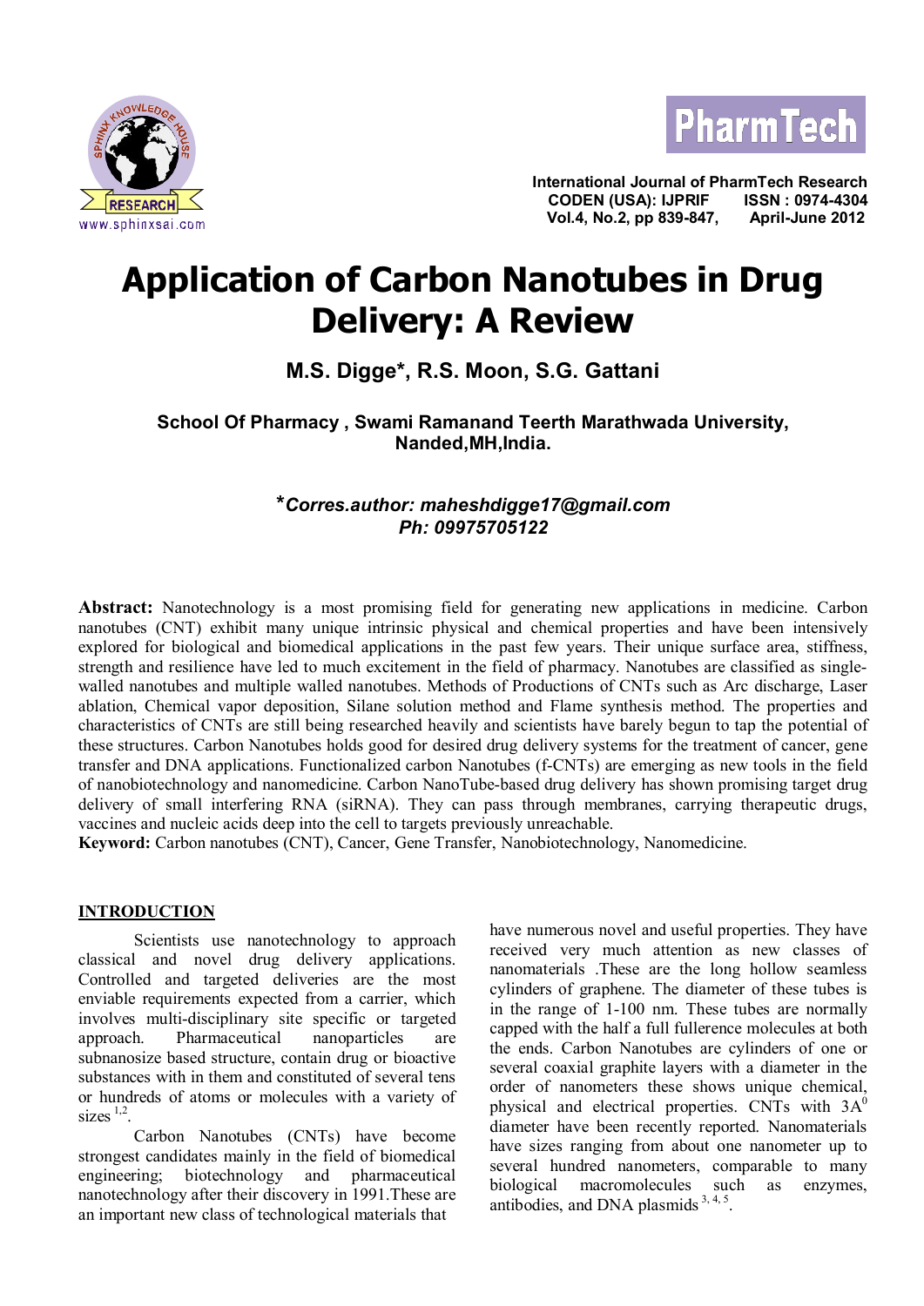International Journal of PharmTech Research
CODEN (USA): IJPRIF ISSN : 0974-4304
Vol.4, No.2, pp 839-847, April-June 2012

# Application of Carbon Nanotubes in Drug Delivery: A Review

**M.S. Digge*, R.S. Moon, S.G. Gattani**

**School Of Pharmacy , Swami Ramanand Teerth Marathwada University, Nanded,MH,India.**

***Corres.author: maheshdigge17@gmail.com***
***Ph: 09975705122***

**Abstract:** Nanotechnology is a most promising field for generating new applications in medicine. Carbon nanotubes (CNT) exhibit many unique intrinsic physical and chemical properties and have been intensively explored for biological and biomedical applications in the past few years. Their unique surface area, stiffness, strength and resilience have led to much excitement in the field of pharmacy. Nanotubes are classified as single-walled nanotubes and multiple walled nanotubes. Methods of Productions of CNTs such as Arc discharge, Laser ablation, Chemical vapor deposition, Silane solution method and Flame synthesis method. The properties and characteristics of CNTs are still being researched heavily and scientists have barely begun to tap the potential of these structures. Carbon Nanotubes holds good for desired drug delivery systems for the treatment of cancer, gene transfer and DNA applications. Functionalized carbon Nanotubes (f-CNTs) are emerging as new tools in the field of nanobiotechnology and nanomedicine. Carbon NanoTube-based drug delivery has shown promising target drug delivery of small interfering RNA (siRNA). They can pass through membranes, carrying therapeutic drugs, vaccines and nucleic acids deep into the cell to targets previously unreachable.

**Keyword:** Carbon nanotubes (CNT), Cancer, Gene Transfer, Nanobiotechnology, Nanomedicine.

## INTRODUCTION

Scientists use nanotechnology to approach classical and novel drug delivery applications. Controlled and targeted deliveries are the most enviable requirements expected from a carrier, which involves multi-disciplinary site specific or targeted approach. Pharmaceutical nanoparticles are subnanosize based structure, contain drug or bioactive substances with in them and constituted of several tens or hundreds of atoms or molecules with a variety of sizes [1,2].

Carbon Nanotubes (CNTs) have become strongest candidates mainly in the field of biomedical engineering; biotechnology and pharmaceutical nanotechnology after their discovery in 1991.These are an important new class of technological materials that have numerous novel and useful properties. They have received very much attention as new classes of nanomaterials .These are the long hollow seamless cylinders of graphene. The diameter of these tubes is in the range of 1-100 nm. These tubes are normally capped with the half a full fullerence molecules at both the ends. Carbon Nanotubes are cylinders of one or several coaxial graphite layers with a diameter in the order of nanometers these shows unique chemical, physical and electrical properties. CNTs with $3A^0$ diameter have been recently reported. Nanomaterials have sizes ranging from about one nanometer up to several hundred nanometers, comparable to many biological macromolecules such as enzymes, antibodies, and DNA plasmids [3, 4, 5].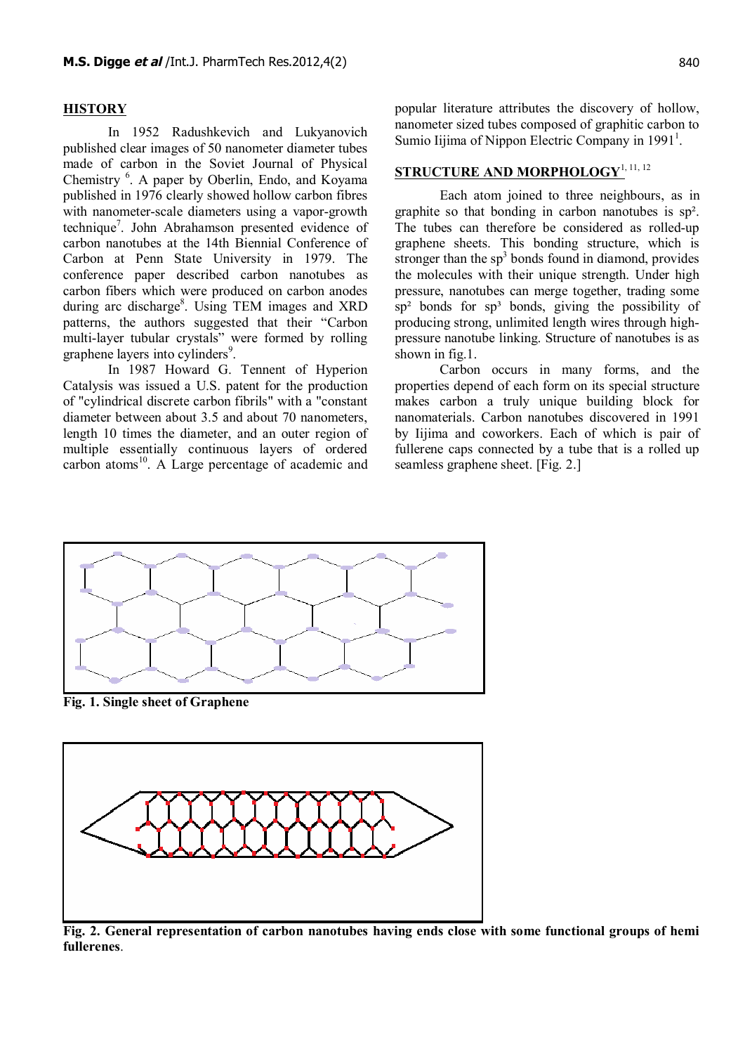## HISTORY

In 1952 Radushkevich and Lukyanovich published clear images of 50 nanometer diameter tubes made of carbon in the Soviet Journal of Physical Chemistry [6]. A paper by Oberlin, Endo, and Koyama published in 1976 clearly showed hollow carbon fibres with nanometer-scale diameters using a vapor-growth technique[7]. John Abrahamson presented evidence of carbon nanotubes at the 14th Biennial Conference of Carbon at Penn State University in 1979. The conference paper described carbon nanotubes as carbon fibers which were produced on carbon anodes during arc discharge[8]. Using TEM images and XRD patterns, the authors suggested that their "Carbon multi-layer tubular crystals" were formed by rolling graphene layers into cylinders[9].

In 1987 Howard G. Tennent of Hyperion Catalysis was issued a U.S. patent for the production of "cylindrical discrete carbon fibrils" with a "constant diameter between about 3.5 and about 70 nanometers, length 10 times the diameter, and an outer region of multiple essentially continuous layers of ordered carbon atoms[10]. A Large percentage of academic and popular literature attributes the discovery of hollow, nanometer sized tubes composed of graphitic carbon to Sumio Iijima of Nippon Electric Company in 1991[1].

## STRUCTURE AND MORPHOLOGY[1, 11, 12]

Each atom joined to three neighbours, as in graphite so that bonding in carbon nanotubes is $sp^2$. The tubes can therefore be considered as rolled-up graphene sheets. This bonding structure, which is stronger than the $sp^3$ bonds found in diamond, provides the molecules with their unique strength. Under high pressure, nanotubes can merge together, trading some $sp^2$ bonds for $sp^3$ bonds, giving the possibility of producing strong, unlimited length wires through high-pressure nanotube linking. Structure of nanotubes is as shown in fig.1.

Carbon occurs in many forms, and the properties depend of each form on its special structure makes carbon a truly unique building block for nanomaterials. Carbon nanotubes discovered in 1991 by Iijima and coworkers. Each of which is pair of fullerene caps connected by a tube that is a rolled up seamless graphene sheet. [Fig. 2.]

**Fig. 1. Single sheet of Graphene**

**Fig. 2. General representation of carbon nanotubes having ends close with some functional groups of hemi fullerenes**.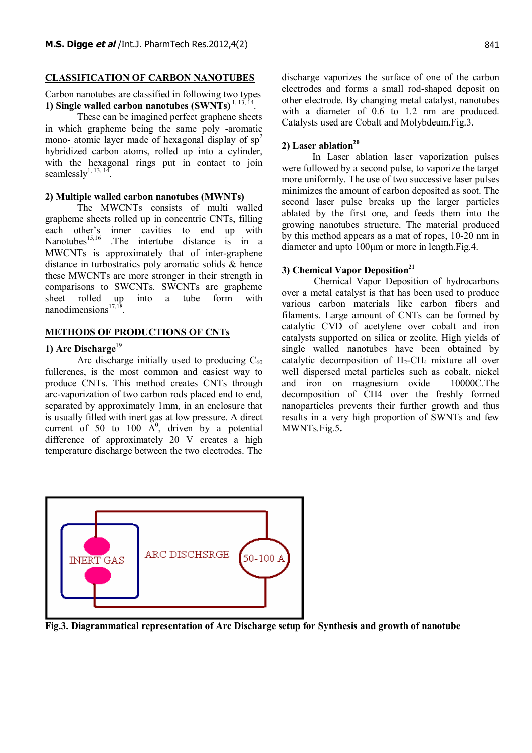## CLASSIFICATION OF CARBON NANOTUBES

Carbon nanotubes are classified in following two types

### 1) Single walled carbon nanotubes (SWNTs) [1, 13, 14].

These can be imagined perfect graphene sheets in which graphene being the same poly -aromatic mono- atomic layer made of hexagonal display of $sp^2$ hybridized carbon atoms, rolled up into a cylinder, with the hexagonal rings put in contact to join seamlessly[1, 13, 14].

### 2) Multiple walled carbon nanotubes (MWNTs)

The MWCNTs consists of multi walled grapheme sheets rolled up in concentric CNTs, filling each other's inner cavities to end up with Nanotubes[15,16] .The intertube distance is in a MWCNTs is approximately that of inter-graphene distance in turbostratics poly aromatic solids & hence these MWCNTs are more stronger in their strength in comparisons to SWCNTs. SWCNTs are grapheme sheet rolled up into a tube form with nanodimensions[17,18].

## METHODS OF PRODUCTIONS OF CNTs

### 1) Arc Discharge[19]

Arc discharge initially used to producing $C_{60}$ fullerenes, is the most common and easiest way to produce CNTs. This method creates CNTs through arc-vaporization of two carbon rods placed end to end, separated by approximately 1mm, in an enclosure that is usually filled with inert gas at low pressure. A direct current of 50 to 100 $A^0$, driven by a potential difference of approximately 20 V creates a high temperature discharge between the two electrodes. The discharge vaporizes the surface of one of the carbon electrodes and forms a small rod-shaped deposit on other electrode. By changing metal catalyst, nanotubes with a diameter of 0.6 to 1.2 nm are produced. Catalysts used are Cobalt and Molybdeum.Fig.3.

### 2) Laser ablation[20]

In Laser ablation laser vaporization pulses were followed by a second pulse, to vaporize the target more uniformly. The use of two successive laser pulses minimizes the amount of carbon deposited as soot. The second laser pulse breaks up the larger particles ablated by the first one, and feeds them into the growing nanotubes structure. The material produced by this method appears as a mat of ropes, 10-20 nm in diameter and upto 100µm or more in length.Fig.4.

### 3) Chemical Vapor Deposition[21]

Chemical Vapor Deposition of hydrocarbons over a metal catalyst is that has been used to produce various carbon materials like carbon fibers and filaments. Large amount of CNTs can be formed by catalytic CVD of acetylene over cobalt and iron catalysts supported on silica or zeolite. High yields of single walled nanotubes have been obtained by catalytic decomposition of $H_2$-$CH_4$ mixture all over well dispersed metal particles such as cobalt, nickel and iron on magnesium oxide 10000C.The decomposition of CH4 over the freshly formed nanoparticles prevents their further growth and thus results in a very high proportion of SWNTs and few MWNTs.Fig.5.

INERT GAS ARC DISCHSRGE 50-100 A

**Fig.3. Diagrammatical representation of Arc Discharge setup for Synthesis and growth of nanotube**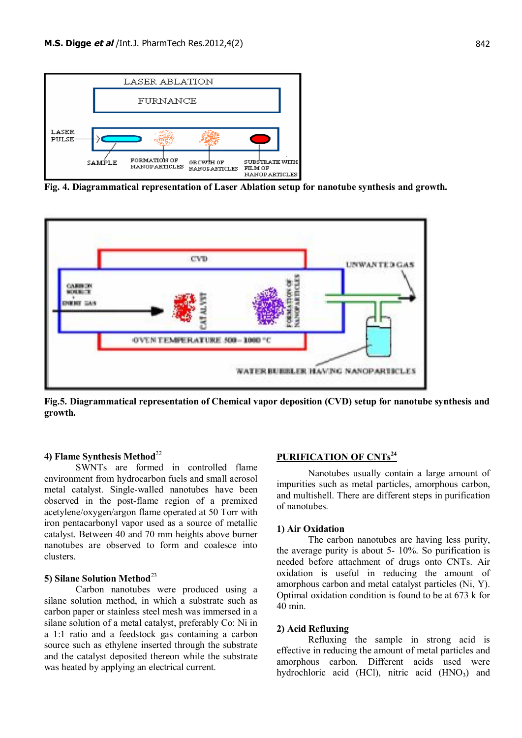Fig. 4. Diagrammatical representation of Laser Ablation setup for nanotube synthesis and growth.

Fig.5. Diagrammatical representation of Chemical vapor deposition (CVD) setup for nanotube synthesis and growth.

#### 4) Flame Synthesis Method[22]

SWNTs are formed in controlled flame environment from hydrocarbon fuels and small aerosol metal catalyst. Single-walled nanotubes have been observed in the post-flame region of a premixed acetylene/oxygen/argon flame operated at 50 Torr with iron pentacarbonyl vapor used as a source of metallic catalyst. Between 40 and 70 mm heights above burner nanotubes are observed to form and coalesce into clusters.

#### 5) Silane Solution Method[23]

Carbon nanotubes were produced using a silane solution method, in which a substrate such as carbon paper or stainless steel mesh was immersed in a silane solution of a metal catalyst, preferably Co: Ni in a 1:1 ratio and a feedstock gas containing a carbon source such as ethylene inserted through the substrate and the catalyst deposited thereon while the substrate was heated by applying an electrical current.

## PURIFICATION OF CNTs[24]

Nanotubes usually contain a large amount of impurities such as metal particles, amorphous carbon, and multishell. There are different steps in purification of nanotubes.

#### 1) Air Oxidation

The carbon nanotubes are having less purity, the average purity is about 5- 10%. So purification is needed before attachment of drugs onto CNTs. Air oxidation is useful in reducing the amount of amorphous carbon and metal catalyst particles (Ni, Y). Optimal oxidation condition is found to be at 673 k for 40 min.

#### 2) Acid Refluxing

Refluxing the sample in strong acid is effective in reducing the amount of metal particles and amorphous carbon. Different acids used were hydrochloric acid (HCl), nitric acid ($HNO_3$) and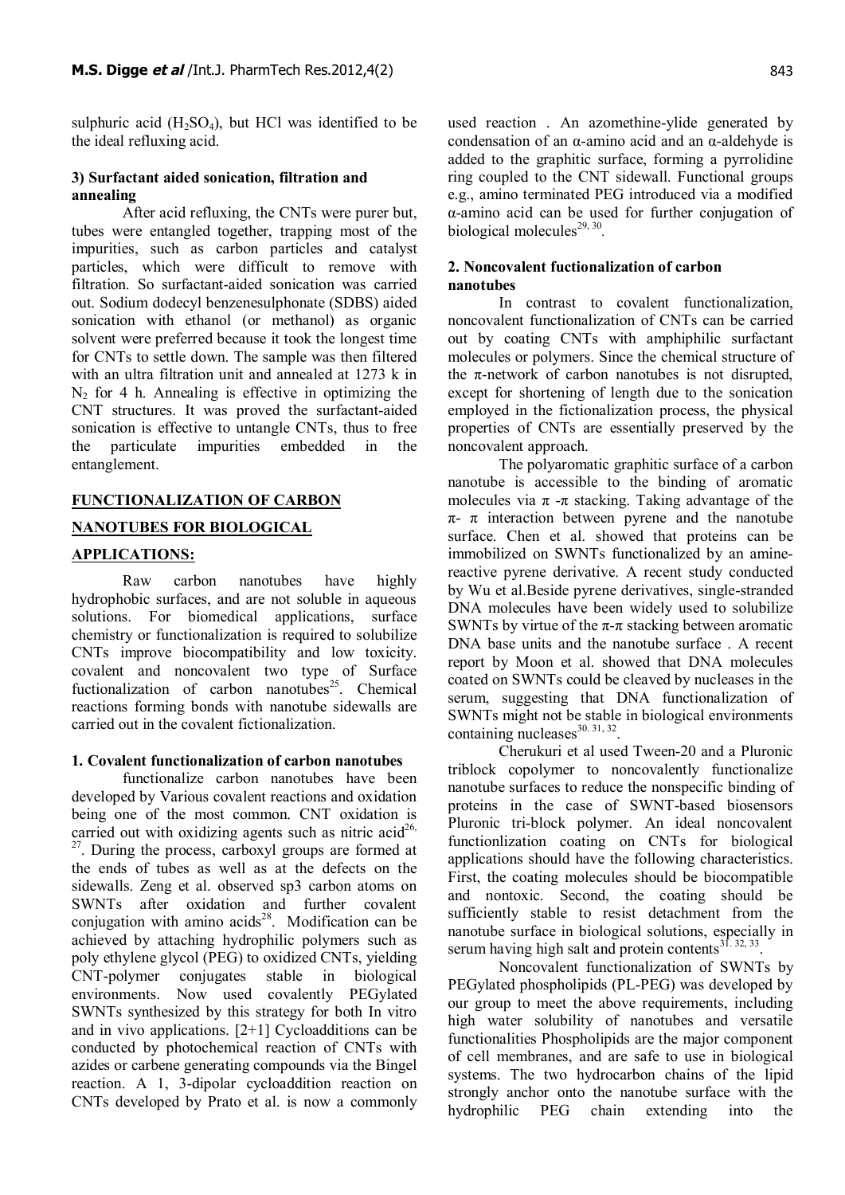sulphuric acid ($H_2SO_4$), but HCl was identified to be the ideal refluxing acid.

### 3) Surfactant aided sonication, filtration and annealing

After acid refluxing, the CNTs were purer but, tubes were entangled together, trapping most of the impurities, such as carbon particles and catalyst particles, which were difficult to remove with filtration. So surfactant-aided sonication was carried out. Sodium dodecyl benzenesulphonate (SDBS) aided sonication with ethanol (or methanol) as organic solvent were preferred because it took the longest time for CNTs to settle down. The sample was then filtered with an ultra filtration unit and annealed at 1273 k in $N_2$ for 4 h. Annealing is effective in optimizing the CNT structures. It was proved the surfactant-aided sonication is effective to untangle CNTs, thus to free the particulate impurities embedded in the entanglement.

## FUNCTIONALIZATION OF CARBON NANOTUBES FOR BIOLOGICAL APPLICATIONS:

Raw carbon nanotubes have highly hydrophobic surfaces, and are not soluble in aqueous solutions. For biomedical applications, surface chemistry or functionalization is required to solubilize CNTs improve biocompatibility and low toxicity. covalent and noncovalent two type of Surface fuctionalization of carbon nanotubes[25]. Chemical reactions forming bonds with nanotube sidewalls are carried out in the covalent fictionalization.

### 1. Covalent functionalization of carbon nanotubes

functionalize carbon nanotubes have been developed by Various covalent reactions and oxidation being one of the most common. CNT oxidation is carried out with oxidizing agents such as nitric acid[26, 27]. During the process, carboxyl groups are formed at the ends of tubes as well as at the defects on the sidewalls. Zeng et al. observed sp3 carbon atoms on SWNTs after oxidation and further covalent conjugation with amino acids[28]. Modification can be achieved by attaching hydrophilic polymers such as poly ethylene glycol (PEG) to oxidized CNTs, yielding CNT-polymer conjugates stable in biological environments. Now used covalently PEGylated SWNTs synthesized by this strategy for both In vitro and in vivo applications. [2+1] Cycloadditions can be conducted by photochemical reaction of CNTs with azides or carbene generating compounds via the Bingel reaction. A 1, 3-dipolar cycloaddition reaction on CNTs developed by Prato et al. is now a commonly used reaction . An azomethine-ylide generated by condensation of an α-amino acid and an α-aldehyde is added to the graphitic surface, forming a pyrrolidine ring coupled to the CNT sidewall. Functional groups e.g., amino terminated PEG introduced via a modified α-amino acid can be used for further conjugation of biological molecules[29, 30].

### 2. Noncovalent fuctionalization of carbon nanotubes

In contrast to covalent functionalization, noncovalent functionalization of CNTs can be carried out by coating CNTs with amphiphilic surfactant molecules or polymers. Since the chemical structure of the π-network of carbon nanotubes is not disrupted, except for shortening of length due to the sonication employed in the fictionalization process, the physical properties of CNTs are essentially preserved by the noncovalent approach.

The polyaromatic graphitic surface of a carbon nanotube is accessible to the binding of aromatic molecules via π -π stacking. Taking advantage of the π- π interaction between pyrene and the nanotube surface. Chen et al. showed that proteins can be immobilized on SWNTs functionalized by an amine-reactive pyrene derivative. A recent study conducted by Wu et al.Beside pyrene derivatives, single-stranded DNA molecules have been widely used to solubilize SWNTs by virtue of the π-π stacking between aromatic DNA base units and the nanotube surface . A recent report by Moon et al. showed that DNA molecules coated on SWNTs could be cleaved by nucleases in the serum, suggesting that DNA functionalization of SWNTs might not be stable in biological environments containing nucleases[30, 31, 32].

Cherukuri et al used Tween-20 and a Pluronic triblock copolymer to noncovalently functionalize nanotube surfaces to reduce the nonspecific binding of proteins in the case of SWNT-based biosensors Pluronic tri-block polymer. An ideal noncovalent functionlization coating on CNTs for biological applications should have the following characteristics. First, the coating molecules should be biocompatible and nontoxic. Second, the coating should be sufficiently stable to resist detachment from the nanotube surface in biological solutions, especially in serum having high salt and protein contents[31, 32, 33].

Noncovalent functionalization of SWNTs by PEGylated phospholipids (PL-PEG) was developed by our group to meet the above requirements, including high water solubility of nanotubes and versatile functionalities Phospholipids are the major component of cell membranes, and are safe to use in biological systems. The two hydrocarbon chains of the lipid strongly anchor onto the nanotube surface with the hydrophilic PEG chain extending into the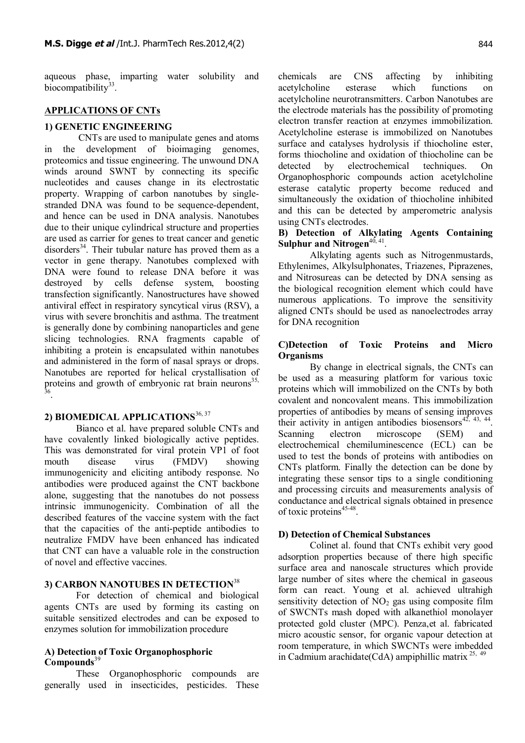aqueous phase, imparting water solubility and biocompatibility[33].

## APPLICATIONS OF CNTs

### 1) GENETIC ENGINEERING

CNTs are used to manipulate genes and atoms in the development of bioimaging genomes, proteomics and tissue engineering. The unwound DNA winds around SWNT by connecting its specific nucleotides and causes change in its electrostatic property. Wrapping of carbon nanotubes by single-stranded DNA was found to be sequence-dependent, and hence can be used in DNA analysis. Nanotubes due to their unique cylindrical structure and properties are used as carrier for genes to treat cancer and genetic disorders[34]. Their tubular nature has proved them as a vector in gene therapy. Nanotubes complexed with DNA were found to release DNA before it was destroyed by cells defense system, boosting transfection significantly. Nanostructures have showed antiviral effect in respiratory syncytical virus (RSV), a virus with severe bronchitis and asthma. The treatment is generally done by combining nanoparticles and gene slicing technologies. RNA fragments capable of inhibiting a protein is encapsulated within nanotubes and administered in the form of nasal sprays or drops. Nanotubes are reported for helical crystallisation of proteins and growth of embryonic rat brain neurons[35, 36].

### 2) BIOMEDICAL APPLICATIONS[36, 37]

Bianco et al. have prepared soluble CNTs and have covalently linked biologically active peptides. This was demonstrated for viral protein VP1 of foot mouth disease virus (FMDV) showing immunogenicity and eliciting antibody response. No antibodies were produced against the CNT backbone alone, suggesting that the nanotubes do not possess intrinsic immunogenicity. Combination of all the described features of the vaccine system with the fact that the capacities of the anti-peptide antibodies to neutralize FMDV have been enhanced has indicated that CNT can have a valuable role in the construction of novel and effective vaccines.

### 3) CARBON NANOTUBES IN DETECTION[38]

For detection of chemical and biological agents CNTs are used by forming its casting on suitable sensitized electrodes and can be exposed to enzymes solution for immobilization procedure

#### A) Detection of Toxic Organophosphoric Compounds[39]

These Organophosphoric compounds are generally used in insecticides, pesticides. These chemicals are CNS affecting by inhibiting acetylcholine esterase which functions on acetylcholine neurotransmitters. Carbon Nanotubes are the electrode materials has the possibility of promoting electron transfer reaction at enzymes immobilization. Acetylcholine esterase is immobilized on Nanotubes surface and catalyses hydrolysis if thiocholine ester, forms thiocholine and oxidation of thiocholine can be detected by electrochemical techniques. On Organophosphoric compounds action acetylcholine esterase catalytic property become reduced and simultaneously the oxidation of thiocholine inhibited and this can be detected by amperometric analysis using CNTs electrodes.

#### B) Detection of Alkylating Agents Containing Sulphur and Nitrogen[40, 41].

Alkylating agents such as Nitrogenmustards, Ethylenimes, Alkylsulphonates, Triazenes, Piprazenes, and Nitrosureas can be detected by DNA sensing as the biological recognition element which could have numerous applications. To improve the sensitivity aligned CNTs should be used as nanoelectrodes array for DNA recognition

#### C)Detection of Toxic Proteins and Micro Organisms

By change in electrical signals, the CNTs can be used as a measuring platform for various toxic proteins which will immobilized on the CNTs by both covalent and noncovalent means. This immobilization properties of antibodies by means of sensing improves their activity in antigen antibodies biosensors[42, 43, 44]. Scanning electron microscope (SEM) and electrochemical chemiluminescence (ECL) can be used to test the bonds of proteins with antibodies on CNTs platform. Finally the detection can be done by integrating these sensor tips to a single conditioning and processing circuits and measurements analysis of conductance and electrical signals obtained in presence of toxic proteins[45-48].

#### D) Detection of Chemical Substances

Colinet al. found that CNTs exhibit very good adsorption properties because of there high specific surface area and nanoscale structures which provide large number of sites where the chemical in gaseous form can react. Young et al. achieved ultrahigh sensitivity detection of $NO_2$ gas using composite film of SWCNTs mash doped with alkanethiol monolayer protected gold cluster (MPC). Penza,et al. fabricated micro acoustic sensor, for organic vapour detection at room temperature, in which SWCNTs were imbedded in Cadmium arachidate(CdA) ampiphillic matrix [25, 49]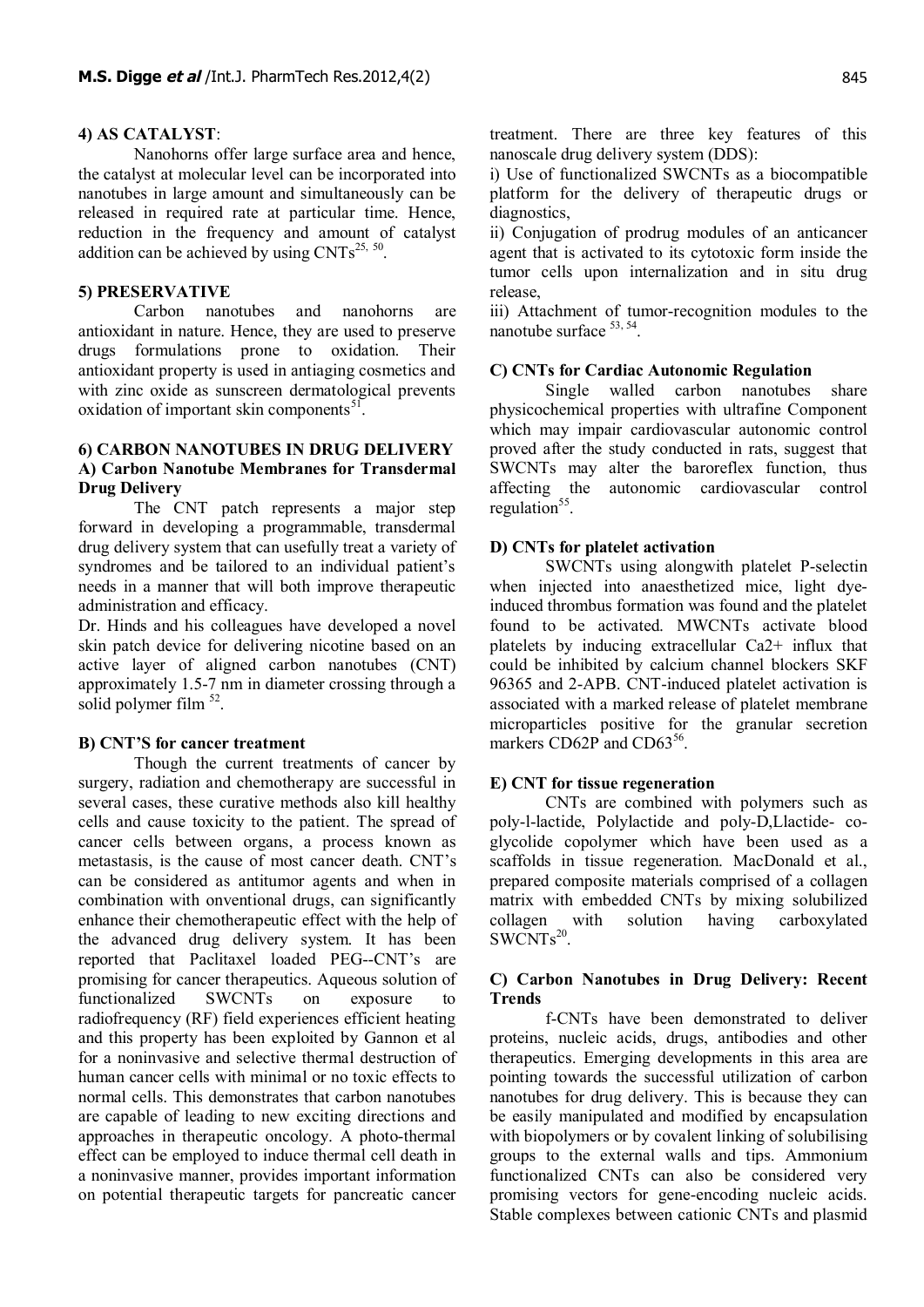### 4) AS CATALYST:

Nanohorns offer large surface area and hence, the catalyst at molecular level can be incorporated into nanotubes in large amount and simultaneously can be released in required rate at particular time. Hence, reduction in the frequency and amount of catalyst addition can be achieved by using CNTs[25, 50].

### 5) PRESERVATIVE

Carbon nanotubes and nanohorns are antioxidant in nature. Hence, they are used to preserve drugs formulations prone to oxidation. Their antioxidant property is used in antiaging cosmetics and with zinc oxide as sunscreen dermatological prevents oxidation of important skin components[51].

### 6) CARBON NANOTUBES IN DRUG DELIVERY

#### A) Carbon Nanotube Membranes for Transdermal Drug Delivery

The CNT patch represents a major step forward in developing a programmable, transdermal drug delivery system that can usefully treat a variety of syndromes and be tailored to an individual patient's needs in a manner that will both improve therapeutic administration and efficacy.

Dr. Hinds and his colleagues have developed a novel skin patch device for delivering nicotine based on an active layer of aligned carbon nanotubes (CNT) approximately 1.5-7 nm in diameter crossing through a solid polymer film [52].

#### B) CNT'S for cancer treatment

Though the current treatments of cancer by surgery, radiation and chemotherapy are successful in several cases, these curative methods also kill healthy cells and cause toxicity to the patient. The spread of cancer cells between organs, a process known as metastasis, is the cause of most cancer death. CNT's can be considered as antitumor agents and when in combination with onventional drugs, can significantly enhance their chemotherapeutic effect with the help of the advanced drug delivery system. It has been reported that Paclitaxel loaded PEG--CNT's are promising for cancer therapeutics. Aqueous solution of functionalized SWCNTs on exposure to radiofrequency (RF) field experiences efficient heating and this property has been exploited by Gannon et al for a noninvasive and selective thermal destruction of human cancer cells with minimal or no toxic effects to normal cells. This demonstrates that carbon nanotubes are capable of leading to new exciting directions and approaches in therapeutic oncology. A photo-thermal effect can be employed to induce thermal cell death in a noninvasive manner, provides important information on potential therapeutic targets for pancreatic cancer treatment. There are three key features of this nanoscale drug delivery system (DDS):

i) Use of functionalized SWCNTs as a biocompatible platform for the delivery of therapeutic drugs or diagnostics,

ii) Conjugation of prodrug modules of an anticancer agent that is activated to its cytotoxic form inside the tumor cells upon internalization and in situ drug release,

iii) Attachment of tumor-recognition modules to the nanotube surface [53, 54].

#### C) CNTs for Cardiac Autonomic Regulation

Single walled carbon nanotubes share physicochemical properties with ultrafine Component which may impair cardiovascular autonomic control proved after the study conducted in rats, suggest that SWCNTs may alter the baroreflex function, thus affecting the autonomic cardiovascular control regulation[55].

#### D) CNTs for platelet activation

SWCNTs using alongwith platelet P-selectin when injected into anaesthetized mice, light dye-induced thrombus formation was found and the platelet found to be activated. MWCNTs activate blood platelets by inducing extracellular $Ca^{2+}$ influx that could be inhibited by calcium channel blockers SKF 96365 and 2-APB. CNT-induced platelet activation is associated with a marked release of platelet membrane microparticles positive for the granular secretion markers CD62P and CD63[56].

#### E) CNT for tissue regeneration

CNTs are combined with polymers such as poly-l-lactide, Polylactide and poly-D,Llactide- co-glycolide copolymer which have been used as a scaffolds in tissue regeneration. MacDonald et al., prepared composite materials comprised of a collagen matrix with embedded CNTs by mixing solubilized collagen with solution having carboxylated SWCNTs[20].

#### C) Carbon Nanotubes in Drug Delivery: Recent Trends

f-CNTs have been demonstrated to deliver proteins, nucleic acids, drugs, antibodies and other therapeutics. Emerging developments in this area are pointing towards the successful utilization of carbon nanotubes for drug delivery. This is because they can be easily manipulated and modified by encapsulation with biopolymers or by covalent linking of solubilising groups to the external walls and tips. Ammonium functionalized CNTs can also be considered very promising vectors for gene-encoding nucleic acids. Stable complexes between cationic CNTs and plasmid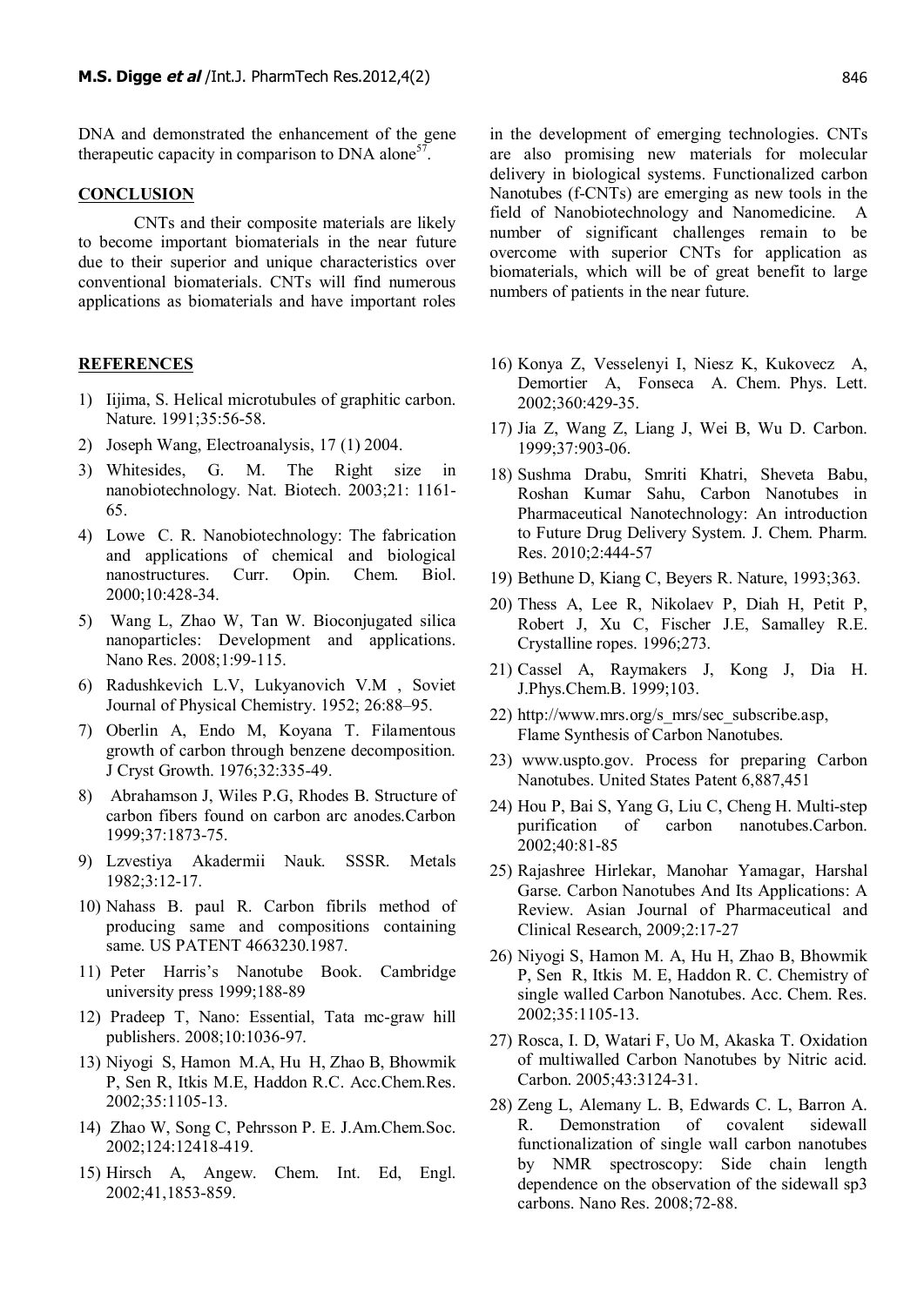DNA and demonstrated the enhancement of the gene therapeutic capacity in comparison to DNA alone[57].

## CONCLUSION

CNTs and their composite materials are likely to become important biomaterials in the near future due to their superior and unique characteristics over conventional biomaterials. CNTs will find numerous applications as biomaterials and have important roles in the development of emerging technologies. CNTs are also promising new materials for molecular delivery in biological systems. Functionalized carbon Nanotubes (f-CNTs) are emerging as new tools in the field of Nanobiotechnology and Nanomedicine. A number of significant challenges remain to be overcome with superior CNTs for application as biomaterials, which will be of great benefit to large numbers of patients in the near future.

## REFERENCES

1) Iijima, S. Helical microtubules of graphitic carbon. Nature. 1991;35:56-58.
2) Joseph Wang, Electroanalysis, 17 (1) 2004.
3) Whitesides, G. M. The Right size in nanobiotechnology. Nat. Biotech. 2003;21: 1161-65.
4) Lowe C. R. Nanobiotechnology: The fabrication and applications of chemical and biological nanostructures. Curr. Opin. Chem. Biol. 2000;10:428-34.
5) Wang L, Zhao W, Tan W. Bioconjugated silica nanoparticles: Development and applications. Nano Res. 2008;1:99-115.
6) Radushkevich L.V, Lukyanovich V.M , Soviet Journal of Physical Chemistry. 1952; 26:88–95.
7) Oberlin A, Endo M, Koyana T. Filamentous growth of carbon through benzene decomposition. J Cryst Growth. 1976;32:335-49.
8) Abrahamson J, Wiles P.G, Rhodes B. Structure of carbon fibers found on carbon arc anodes.Carbon 1999;37:1873-75.
9) Lzvestiya Akadermii Nauk. SSSR. Metals 1982;3:12-17.
10) Nahass B. paul R. Carbon fibrils method of producing same and compositions containing same. US PATENT 4663230.1987.
11) Peter Harris's Nanotube Book. Cambridge university press 1999;188-89
12) Pradeep T, Nano: Essential, Tata mc-graw hill publishers. 2008;10:1036-97.
13) Niyogi S, Hamon M.A, Hu H, Zhao B, Bhowmik P, Sen R, Itkis M.E, Haddon R.C. Acc.Chem.Res. 2002;35:1105-13.
14) Zhao W, Song C, Pehrsson P. E. J.Am.Chem.Soc. 2002;124:12418-419.
15) Hirsch A, Angew. Chem. Int. Ed, Engl. 2002;41,1853-859.
16) Konya Z, Vesselenyi I, Niesz K, Kukovecz A, Demortier A, Fonseca A. Chem. Phys. Lett. 2002;360:429-35.
17) Jia Z, Wang Z, Liang J, Wei B, Wu D. Carbon. 1999;37:903-06.
18) Sushma Drabu, Smriti Khatri, Sheveta Babu, Roshan Kumar Sahu, Carbon Nanotubes in Pharmaceutical Nanotechnology: An introduction to Future Drug Delivery System. J. Chem. Pharm. Res. 2010;2:444-57
19) Bethune D, Kiang C, Beyers R. Nature, 1993;363.
20) Thess A, Lee R, Nikolaev P, Diah H, Petit P, Robert J, Xu C, Fischer J.E, Samalley R.E. Crystalline ropes. 1996;273.
21) Cassel A, Raymakers J, Kong J, Dia H. J.Phys.Chem.B. 1999;103.
22) http://www.mrs.org/s_mrs/sec_subscribe.asp, Flame Synthesis of Carbon Nanotubes.
23) www.uspto.gov. Process for preparing Carbon Nanotubes. United States Patent 6,887,451
24) Hou P, Bai S, Yang G, Liu C, Cheng H. Multi-step purification of carbon nanotubes.Carbon. 2002;40:81-85
25) Rajashree Hirlekar, Manohar Yamagar, Harshal Garse. Carbon Nanotubes And Its Applications: A Review. Asian Journal of Pharmaceutical and Clinical Research, 2009;2:17-27
26) Niyogi S, Hamon M. A, Hu H, Zhao B, Bhowmik P, Sen R, Itkis M. E, Haddon R. C. Chemistry of single walled Carbon Nanotubes. Acc. Chem. Res. 2002;35:1105-13.
27) Rosca, I. D, Watari F, Uo M, Akaska T. Oxidation of multiwalled Carbon Nanotubes by Nitric acid. Carbon. 2005;43:3124-31.
28) Zeng L, Alemany L. B, Edwards C. L, Barron A. R. Demonstration of covalent sidewall functionalization of single wall carbon nanotubes by NMR spectroscopy: Side chain length dependence on the observation of the sidewall sp3 carbons. Nano Res. 2008;72-88.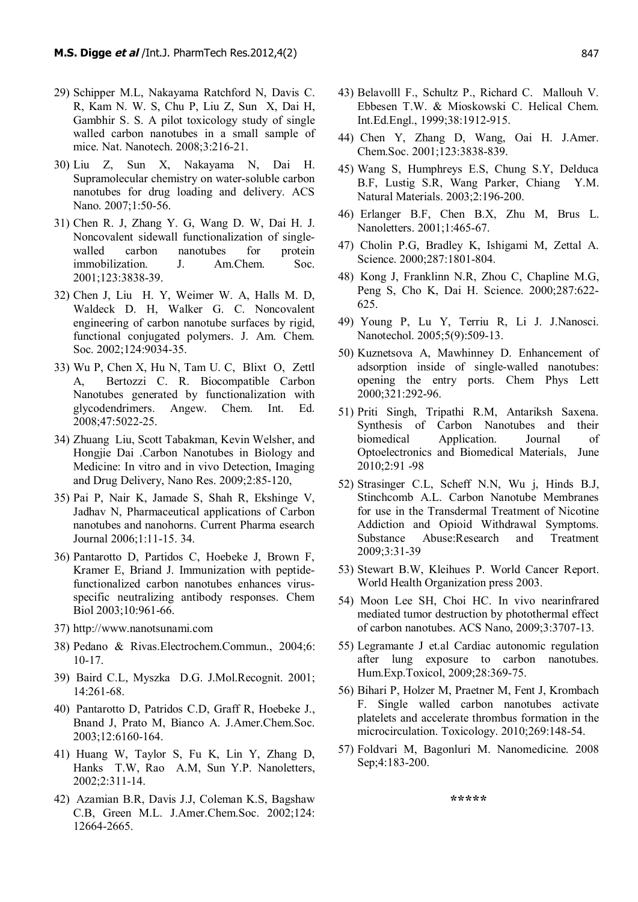29) Schipper M.L, Nakayama Ratchford N, Davis C. R, Kam N. W. S, Chu P, Liu Z, Sun X, Dai H, Gambhir S. S. A pilot toxicology study of single walled carbon nanotubes in a small sample of mice. Nat. Nanotech. 2008;3:216-21.

30) Liu Z, Sun X, Nakayama N, Dai H. Supramolecular chemistry on water-soluble carbon nanotubes for drug loading and delivery. ACS Nano. 2007;1:50-56.

31) Chen R. J, Zhang Y. G, Wang D. W, Dai H. J. Noncovalent sidewall functionalization of single-walled carbon nanotubes for protein immobilization. J. Am.Chem. Soc. 2001;123:3838-39.

32) Chen J, Liu H. Y, Weimer W. A, Halls M. D, Waldeck D. H, Walker G. C. Noncovalent engineering of carbon nanotube surfaces by rigid, functional conjugated polymers. J. Am. Chem. Soc. 2002;124:9034-35.

33) Wu P, Chen X, Hu N, Tam U. C, Blixt O, Zettl A, Bertozzi C. R. Biocompatible Carbon Nanotubes generated by functionalization with glycodendrimers. Angew. Chem. Int. Ed. 2008;47:5022-25.

34) Zhuang Liu, Scott Tabakman, Kevin Welsher, and Hongjie Dai .Carbon Nanotubes in Biology and Medicine: In vitro and in vivo Detection, Imaging and Drug Delivery, Nano Res. 2009;2:85-120,

35) Pai P, Nair K, Jamade S, Shah R, Ekshinge V, Jadhav N, Pharmaceutical applications of Carbon nanotubes and nanohorns. Current Pharma esearch Journal 2006;1:11-15. 34.

36) Pantarotto D, Partidos C, Hoebeke J, Brown F, Kramer E, Briand J. Immunization with peptide-functionalized carbon nanotubes enhances virus-specific neutralizing antibody responses. Chem Biol 2003;10:961-66.

37) http://www.nanotsunami.com

38) Pedano & Rivas.Electrochem.Commun., 2004;6: 10-17.

39) Baird C.L, Myszka D.G. J.Mol.Recognit. 2001; 14:261-68.

40) Pantarotto D, Patridos C.D, Graff R, Hoebeke J., Bnand J, Prato M, Bianco A. J.Amer.Chem.Soc. 2003;12:6160-164.

41) Huang W, Taylor S, Fu K, Lin Y, Zhang D, Hanks T.W, Rao A.M, Sun Y.P. Nanoletters, 2002;2:311-14.

42) Azamian B.R, Davis J.J, Coleman K.S, Bagshaw C.B, Green M.L. J.Amer.Chem.Soc. 2002;124: 12664-2665.

43) Belavolll F., Schultz P., Richard C. Mallouh V. Ebbesen T.W. & Mioskowski C. Helical Chem. Int.Ed.Engl., 1999;38:1912-915.

44) Chen Y, Zhang D, Wang, Oai H. J.Amer. Chem.Soc. 2001;123:3838-839.

45) Wang S, Humphreys E.S, Chung S.Y, Delduca B.F, Lustig S.R, Wang Parker, Chiang Y.M. Natural Materials. 2003;2:196-200.

46) Erlanger B.F, Chen B.X, Zhu M, Brus L. Nanoletters. 2001;1:465-67.

47) Cholin P.G, Bradley K, Ishigami M, Zettal A. Science. 2000;287:1801-804.

48) Kong J, Franklinn N.R, Zhou C, Chapline M.G, Peng S, Cho K, Dai H. Science. 2000;287:622-625.

49) Young P, Lu Y, Terriu R, Li J. J.Nanosci. Nanotechol. 2005;5(9):509-13.

50) Kuznetsova A, Mawhinney D. Enhancement of adsorption inside of single-walled nanotubes: opening the entry ports. Chem Phys Lett 2000;321:292-96.

51) Priti Singh, Tripathi R.M, Antariksh Saxena. Synthesis of Carbon Nanotubes and their biomedical Application. Journal of Optoelectronics and Biomedical Materials, June 2010;2:91 -98

52) Strasinger C.L, Scheff N.N, Wu j, Hinds B.J, Stinchcomb A.L. Carbon Nanotube Membranes for use in the Transdermal Treatment of Nicotine Addiction and Opioid Withdrawal Symptoms. Substance Abuse:Research and Treatment 2009;3:31-39

53) Stewart B.W, Kleihues P. World Cancer Report. World Health Organization press 2003.

54) Moon Lee SH, Choi HC. In vivo nearinfrared mediated tumor destruction by photothermal effect of carbon nanotubes. ACS Nano, 2009;3:3707-13.

55) Legramante J et.al Cardiac autonomic regulation after lung exposure to carbon nanotubes. Hum.Exp.Toxicol, 2009;28:369-75.

56) Bihari P, Holzer M, Praetner M, Fent J, Krombach F. Single walled carbon nanotubes activate platelets and accelerate thrombus formation in the microcirculation. Toxicology. 2010;269:148-54.

57) Foldvari M, Bagonluri M. Nanomedicine. 2008 Sep;4:183-200.

*****